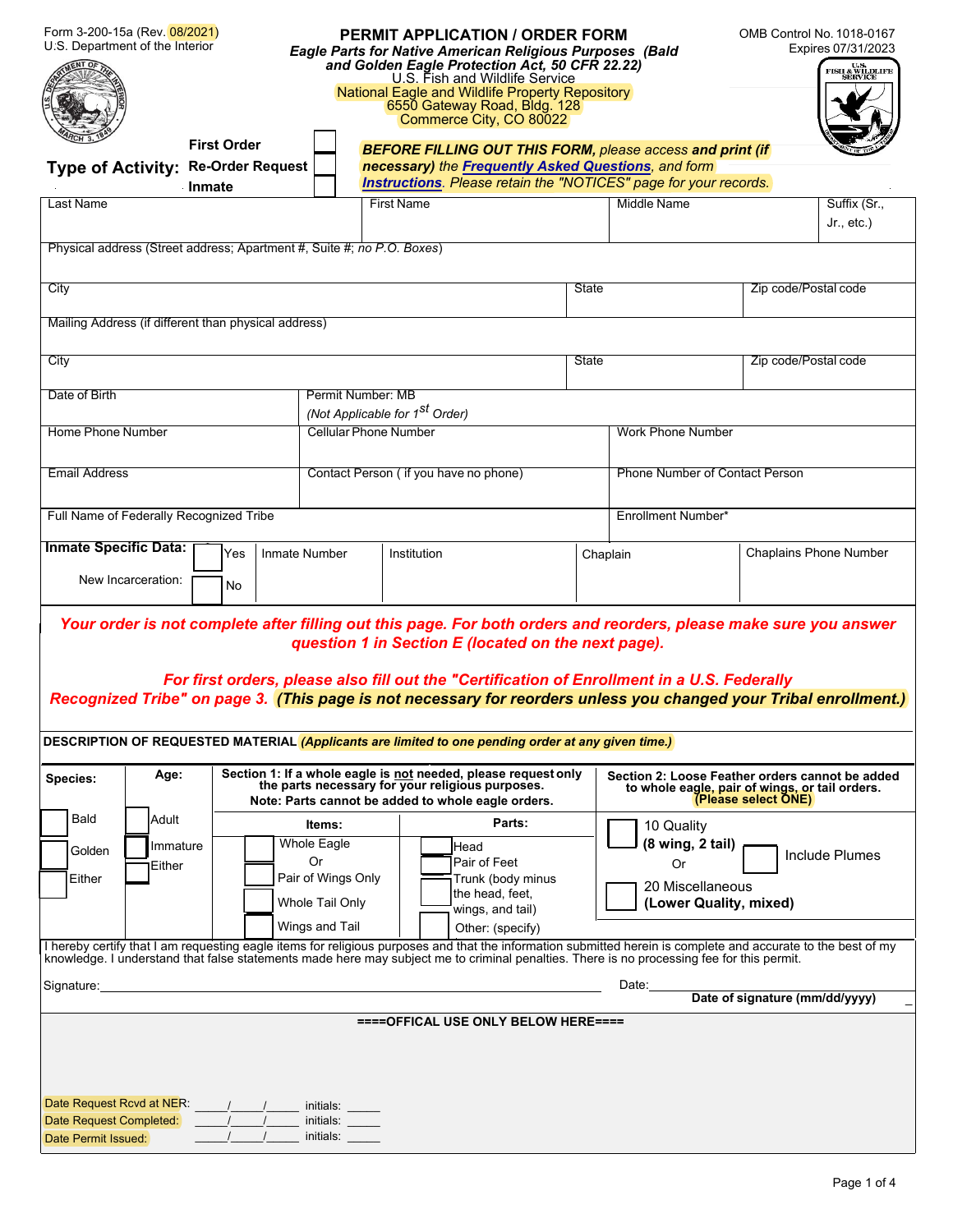Form 3-200-15a (Rev. 08/2021)
U.S. Department of the Interior

OMB Control No. 1018-0167
Expires 07/31/2023

# PERMIT APPLICATION / ORDER FORM

***Eagle Parts for Native American Religious Purposes (Bald and Golden Eagle Protection Act, 50 CFR 22.22)***

U.S. Fish and Wildlife Service
National Eagle and Wildlife Property Repository
6550 Gateway Road, Bldg. 128
Commerce City, CO 80022

**Type of Activity:**
- **First Order** ☐
- **Re-Order Request** ☐
- **Inmate** ☐

***BEFORE FILLING OUT THIS FORM,*** *please access* ***and print (if necessary)*** *the* [***Frequently Asked Questions***](), *and form* [***Instructions***](). *Please retain the "NOTICES" page for your records.*

| Last Name | First Name | Middle Name | Suffix (Sr., Jr., etc.) |
|---|---|---|---|
| | | | |

| Physical address (Street address; Apartment #, Suite #; *no P.O. Boxes*) | | |
|---|---|---|
| City | State | Zip code/Postal code |

| Mailing Address (if different than physical address) | | |
|---|---|---|
| City | State | Zip code/Postal code |

| Date of Birth | Permit Number: MB *(Not Applicable for 1st Order)* | |
|---|---|---|
| Home Phone Number | Cellular Phone Number | Work Phone Number |
| Email Address | Contact Person ( if you have no phone) | Phone Number of Contact Person |
| Full Name of Federally Recognized Tribe | | Enrollment Number* |

| **Inmate Specific Data:** New Incarceration: | ☐ Yes ☐ No | Inmate Number | Institution | Chaplain | Chaplains Phone Number |
|---|---|---|---|---|---|
| | | | | | |

**Your order is not complete after filling out this page. For both orders and reorders, please make sure you answer question 1 in Section E (located on the next page).**

**For first orders, please also fill out the "Certification of Enrollment in a U.S. Federally Recognized Tribe" on page 3.** ***(This page is not necessary for reorders unless you changed your Tribal enrollment.)***

**DESCRIPTION OF REQUESTED MATERIAL** ***(Applicants are limited to one pending order at any given time.)***

| **Species:** | **Age:** | **Section 1: If a whole eagle is not needed, please request only the parts necessary for your religious purposes. Note: Parts cannot be added to whole eagle orders.** | | **Section 2: Loose Feather orders cannot be added to whole eagle, pair of wings, or tail orders. (Please select ONE)** | |
|---|---|---|---|---|---|
| | | **Items:** | **Parts:** | | |
| ☐ Bald | ☐ Adult | ☐ Whole Eagle | ☐ Head | ☐ 10 Quality **(8 wing, 2 tail)** | ☐ Include Plumes |
| ☐ Golden | ☐ Immature | Or | ☐ Pair of Feet | Or | |
| ☐ Either | ☐ Either | ☐ Pair of Wings Only | ☐ Trunk (body minus the head, feet, wings, and tail) | ☐ 20 Miscellaneous **(Lower Quality, mixed)** | |
| | | ☐ Whole Tail Only | | | |
| | | ☐ Wings and Tail | ☐ Other: (specify) | | |

I hereby certify that I am requesting eagle items for religious purposes and that the information submitted herein is complete and accurate to the best of my knowledge. I understand that false statements made here may subject me to criminal penalties. There is no processing fee for this permit.

Signature:______________________________ Date:______________
**Date of signature (mm/dd/yyyy)**

**====OFFICAL USE ONLY BELOW HERE====**

Date Request Rcvd at NER: _____/_____/_____ initials: _____
Date Request Completed: _____/_____/_____ initials: _____
Date Permit Issued: _____/_____/_____ initials: _____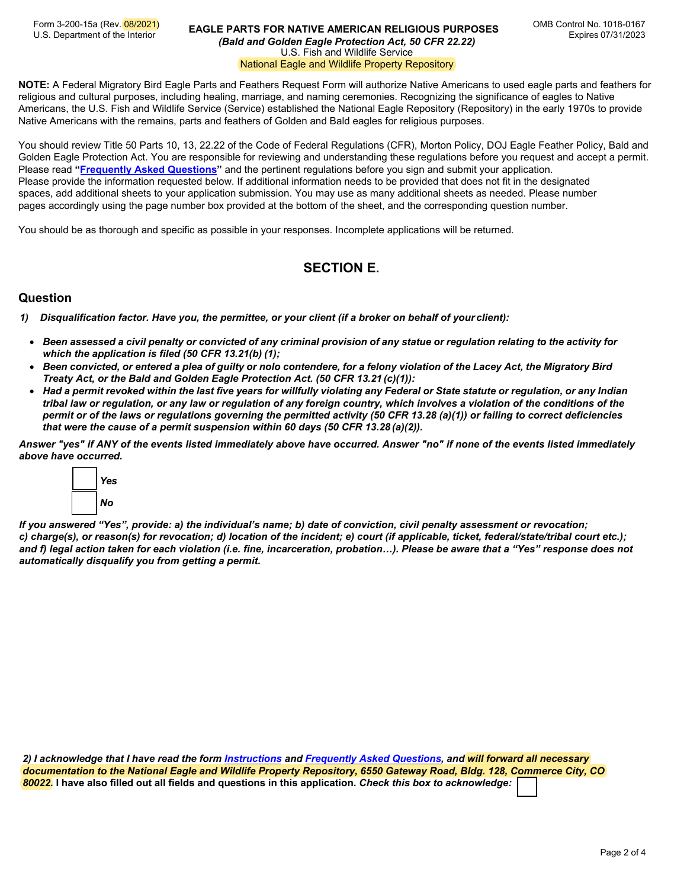Form 3-200-15a (Rev. 08/2021)
U.S. Department of the Interior

**EAGLE PARTS FOR NATIVE AMERICAN RELIGIOUS PURPOSES**
***(Bald and Golden Eagle Protection Act, 50 CFR 22.22)***
U.S. Fish and Wildlife Service
National Eagle and Wildlife Property Repository

OMB Control No. 1018-0167
Expires 07/31/2023

**NOTE:** A Federal Migratory Bird Eagle Parts and Feathers Request Form will authorize Native Americans to used eagle parts and feathers for religious and cultural purposes, including healing, marriage, and naming ceremonies. Recognizing the significance of eagles to Native Americans, the U.S. Fish and Wildlife Service (Service) established the National Eagle Repository (Repository) in the early 1970s to provide Native Americans with the remains, parts and feathers of Golden and Bald eagles for religious purposes.

You should review Title 50 Parts 10, 13, 22.22 of the Code of Federal Regulations (CFR), Morton Policy, DOJ Eagle Feather Policy, Bald and Golden Eagle Protection Act. You are responsible for reviewing and understanding these regulations before you request and accept a permit. Please read **"Frequently Asked Questions"** and the pertinent regulations before you sign and submit your application.
Please provide the information requested below. If additional information needs to be provided that does not fit in the designated spaces, add additional sheets to your application submission. You may use as many additional sheets as needed. Please number pages accordingly using the page number box provided at the bottom of the sheet, and the corresponding question number.

You should be as thorough and specific as possible in your responses. Incomplete applications will be returned.

## SECTION E.

### Question

***1) Disqualification factor. Have you, the permittee, or your client (if a broker on behalf of your client):***

- ***Been assessed a civil penalty or convicted of any criminal provision of any statue or regulation relating to the activity for which the application is filed (50 CFR 13.21(b) (1);***
- ***Been convicted, or entered a plea of guilty or nolo contendere, for a felony violation of the Lacey Act, the Migratory Bird Treaty Act, or the Bald and Golden Eagle Protection Act. (50 CFR 13.21 (c)(1)):***
- ***Had a permit revoked within the last five years for willfully violating any Federal or State statute or regulation, or any Indian tribal law or regulation, or any law or regulation of any foreign country, which involves a violation of the conditions of the permit or of the laws or regulations governing the permitted activity (50 CFR 13.28 (a)(1)) or failing to correct deficiencies that were the cause of a permit suspension within 60 days (50 CFR 13.28 (a)(2)).***

***Answer "yes" if ANY of the events listed immediately above have occurred. Answer "no" if none of the events listed immediately above have occurred.***

☐ ***Yes***
☐ ***No***

***If you answered "Yes", provide: a) the individual's name; b) date of conviction, civil penalty assessment or revocation; c) charge(s), or reason(s) for revocation; d) location of the incident; e) court (if applicable, ticket, federal/state/tribal court etc.); and f) legal action taken for each violation (i.e. fine, incarceration, probation…). Please be aware that a "Yes" response does not automatically disqualify you from getting a permit.***

***2) I acknowledge that I have read the form Instructions and Frequently Asked Questions, and will forward all necessary documentation to the National Eagle and Wildlife Property Repository, 6550 Gateway Road, Bldg. 128, Commerce City, CO 80022.*** **I have also filled out all fields and questions in this application.** ***Check this box to acknowledge:*** ☐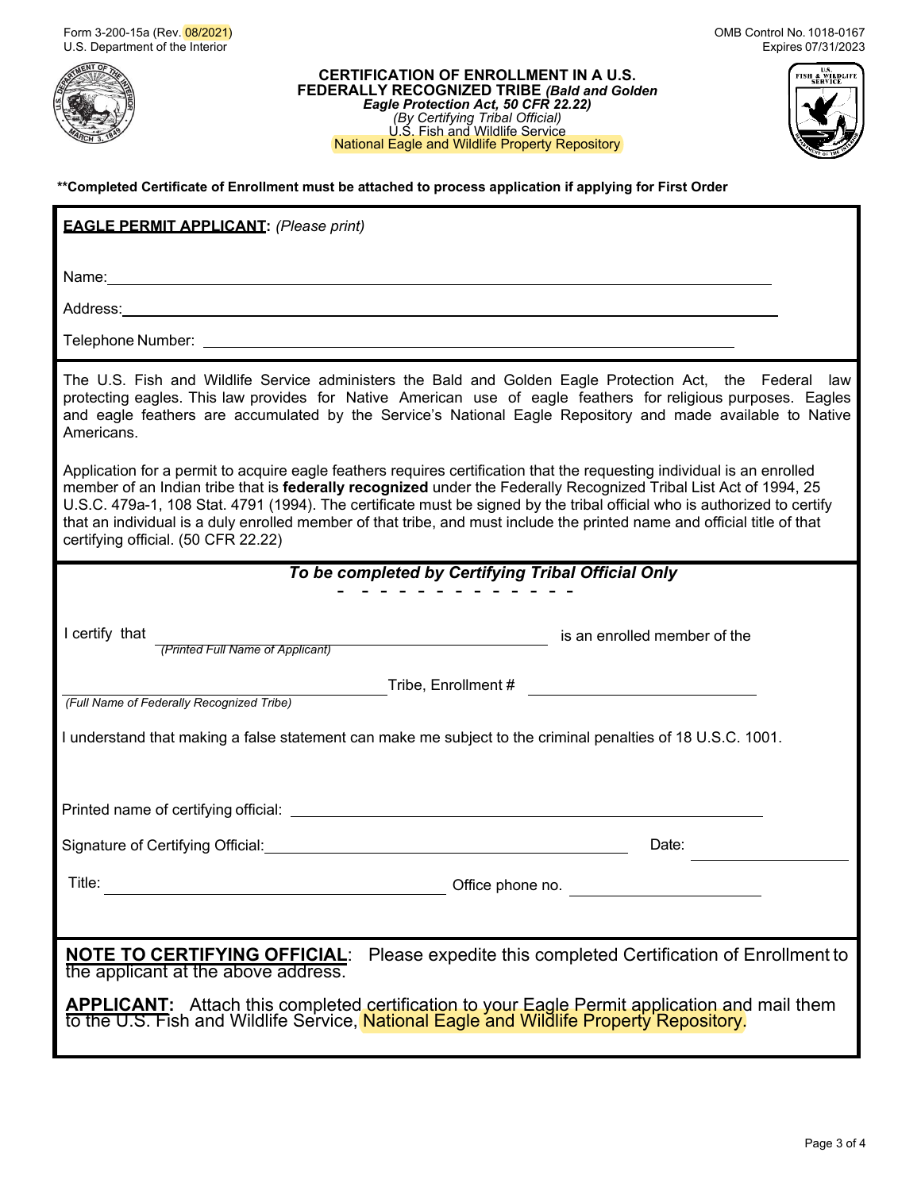Form 3-200-15a (Rev. 08/2021)
U.S. Department of the Interior

OMB Control No. 1018-0167
Expires 07/31/2023

# CERTIFICATION OF ENROLLMENT IN A U.S. FEDERALLY RECOGNIZED TRIBE *(Bald and Golden Eagle Protection Act, 50 CFR 22.22)*

*(By Certifying Tribal Official)*
U.S. Fish and Wildlife Service
National Eagle and Wildlife Property Repository

**\*\*Completed Certificate of Enrollment must be attached to process application if applying for First Order**

**EAGLE PERMIT APPLICANT:** *(Please print)*

Name: ____________________________________________

Address: ____________________________________________

Telephone Number: ____________________________________________

The U.S. Fish and Wildlife Service administers the Bald and Golden Eagle Protection Act, the Federal law protecting eagles. This law provides for Native American use of eagle feathers for religious purposes. Eagles and eagle feathers are accumulated by the Service's National Eagle Repository and made available to Native Americans.

Application for a permit to acquire eagle feathers requires certification that the requesting individual is an enrolled member of an Indian tribe that is **federally recognized** under the Federally Recognized Tribal List Act of 1994, 25 U.S.C. 479a-1, 108 Stat. 4791 (1994). The certificate must be signed by the tribal official who is authorized to certify that an individual is a duly enrolled member of that tribe, and must include the printed name and official title of that certifying official. (50 CFR 22.22)

***To be completed by Certifying Tribal Official Only***

I certify that ______________________________ is an enrolled member of the
*(Printed Full Name of Applicant)*

______________________________ Tribe, Enrollment # ______________________________
*(Full Name of Federally Recognized Tribe)*

I understand that making a false statement can make me subject to the criminal penalties of 18 U.S.C. 1001.

Printed name of certifying official: ______________________________

Signature of Certifying Official: ______________________________ Date: ______________

Title: ______________________________ Office phone no. ______________________________

**NOTE TO CERTIFYING OFFICIAL**: Please expedite this completed Certification of Enrollment to the applicant at the above address.

**APPLICANT:** Attach this completed certification to your Eagle Permit application and mail them to the U.S. Fish and Wildlife Service, National Eagle and Wildlife Property Repository.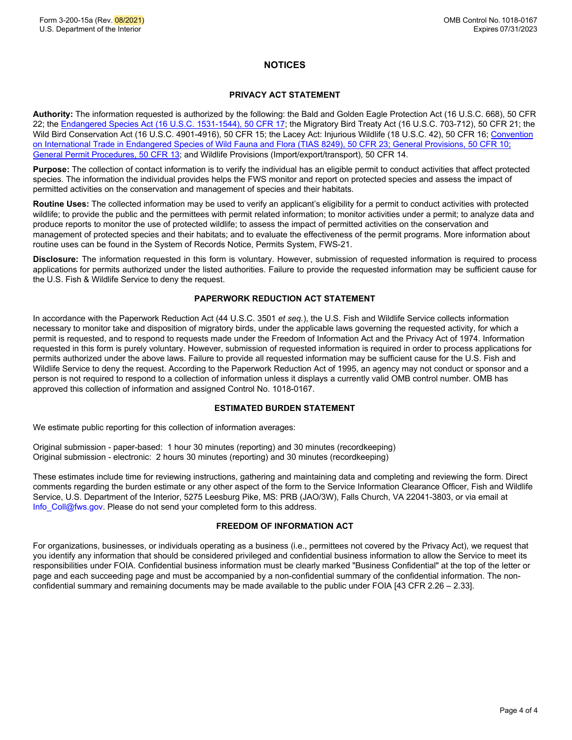Form 3-200-15a (Rev. 08/2021)
U.S. Department of the Interior

OMB Control No. 1018-0167
Expires 07/31/2023

# NOTICES

## PRIVACY ACT STATEMENT

**Authority:** The information requested is authorized by the following: the Bald and Golden Eagle Protection Act (16 U.S.C. 668), 50 CFR 22; the Endangered Species Act (16 U.S.C. 1531-1544), 50 CFR 17; the Migratory Bird Treaty Act (16 U.S.C. 703-712), 50 CFR 21; the Wild Bird Conservation Act (16 U.S.C. 4901-4916), 50 CFR 15; the Lacey Act: Injurious Wildlife (18 U.S.C. 42), 50 CFR 16; Convention on International Trade in Endangered Species of Wild Fauna and Flora (TIAS 8249), 50 CFR 23; General Provisions, 50 CFR 10; General Permit Procedures, 50 CFR 13; and Wildlife Provisions (Import/export/transport), 50 CFR 14.

**Purpose:** The collection of contact information is to verify the individual has an eligible permit to conduct activities that affect protected species. The information the individual provides helps the FWS monitor and report on protected species and assess the impact of permitted activities on the conservation and management of species and their habitats.

**Routine Uses:** The collected information may be used to verify an applicant's eligibility for a permit to conduct activities with protected wildlife; to provide the public and the permittees with permit related information; to monitor activities under a permit; to analyze data and produce reports to monitor the use of protected wildlife; to assess the impact of permitted activities on the conservation and management of protected species and their habitats; and to evaluate the effectiveness of the permit programs. More information about routine uses can be found in the System of Records Notice, Permits System, FWS-21.

**Disclosure:** The information requested in this form is voluntary. However, submission of requested information is required to process applications for permits authorized under the listed authorities. Failure to provide the requested information may be sufficient cause for the U.S. Fish & Wildlife Service to deny the request.

## PAPERWORK REDUCTION ACT STATEMENT

In accordance with the Paperwork Reduction Act (44 U.S.C. 3501 *et seq.*), the U.S. Fish and Wildlife Service collects information necessary to monitor take and disposition of migratory birds, under the applicable laws governing the requested activity, for which a permit is requested, and to respond to requests made under the Freedom of Information Act and the Privacy Act of 1974. Information requested in this form is purely voluntary. However, submission of requested information is required in order to process applications for permits authorized under the above laws. Failure to provide all requested information may be sufficient cause for the U.S. Fish and Wildlife Service to deny the request. According to the Paperwork Reduction Act of 1995, an agency may not conduct or sponsor and a person is not required to respond to a collection of information unless it displays a currently valid OMB control number. OMB has approved this collection of information and assigned Control No. 1018-0167.

## ESTIMATED BURDEN STATEMENT

We estimate public reporting for this collection of information averages:

Original submission - paper-based: 1 hour 30 minutes (reporting) and 30 minutes (recordkeeping)
Original submission - electronic: 2 hours 30 minutes (reporting) and 30 minutes (recordkeeping)

These estimates include time for reviewing instructions, gathering and maintaining data and completing and reviewing the form. Direct comments regarding the burden estimate or any other aspect of the form to the Service Information Clearance Officer, Fish and Wildlife Service, U.S. Department of the Interior, 5275 Leesburg Pike, MS: PRB (JAO/3W), Falls Church, VA 22041-3803, or via email at Info_Coll@fws.gov. Please do not send your completed form to this address.

## FREEDOM OF INFORMATION ACT

For organizations, businesses, or individuals operating as a business (i.e., permittees not covered by the Privacy Act), we request that you identify any information that should be considered privileged and confidential business information to allow the Service to meet its responsibilities under FOIA. Confidential business information must be clearly marked "Business Confidential" at the top of the letter or page and each succeeding page and must be accompanied by a non-confidential summary of the confidential information. The non-confidential summary and remaining documents may be made available to the public under FOIA [43 CFR 2.26 – 2.33].